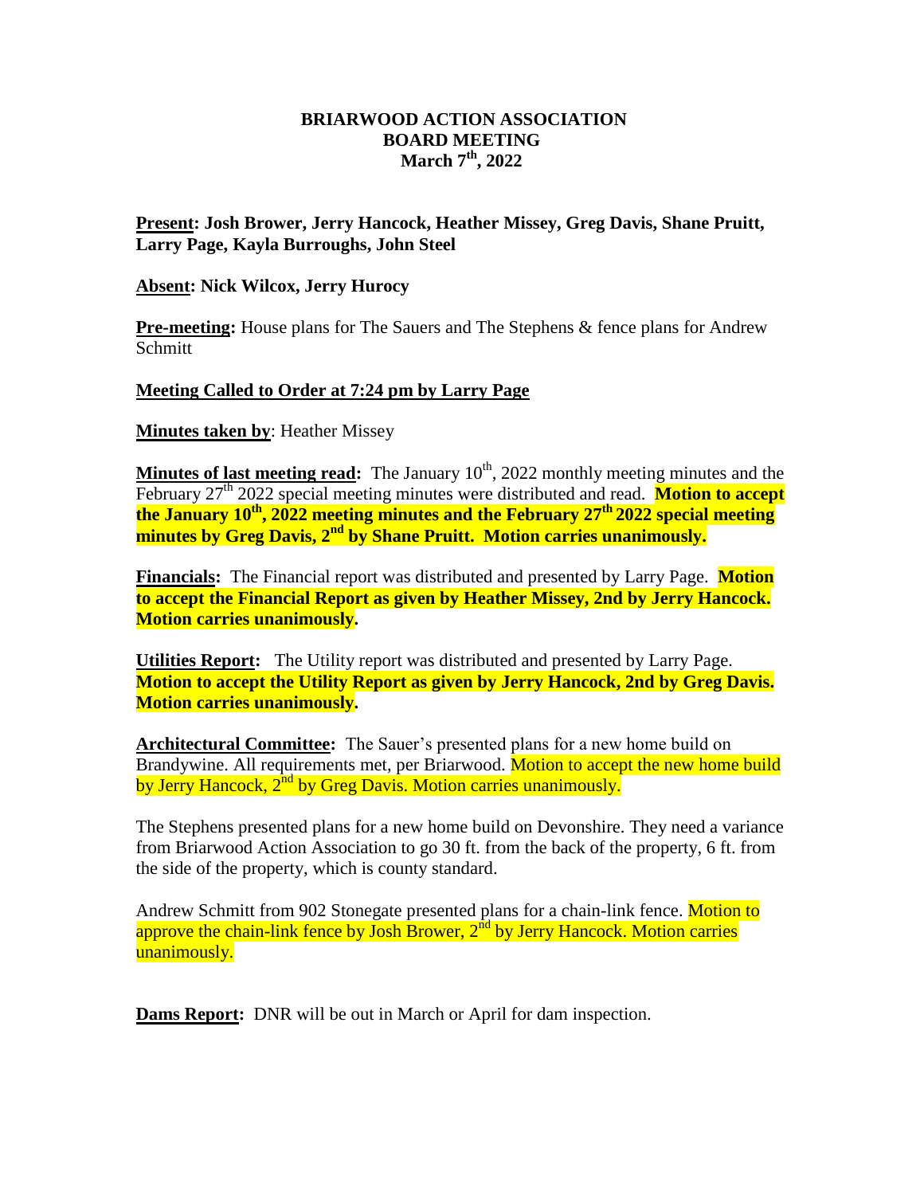# BRIARWOOD ACTION ASSOCIATION
## BOARD MEETING
## March 7th, 2022

**Present: Josh Brower, Jerry Hancock, Heather Missey, Greg Davis, Shane Pruitt, Larry Page, Kayla Burroughs, John Steel**

**Absent: Nick Wilcox, Jerry Hurocy**

**Pre-meeting:** House plans for The Sauers and The Stephens & fence plans for Andrew Schmitt

**Meeting Called to Order at 7:24 pm by Larry Page**

**Minutes taken by**: Heather Missey

**Minutes of last meeting read:** The January 10th, 2022 monthly meeting minutes and the February 27th 2022 special meeting minutes were distributed and read. **Motion to accept the January 10th, 2022 meeting minutes and the February 27th 2022 special meeting minutes by Greg Davis, 2nd by Shane Pruitt. Motion carries unanimously.**

**Financials:** The Financial report was distributed and presented by Larry Page. **Motion to accept the Financial Report as given by Heather Missey, 2nd by Jerry Hancock. Motion carries unanimously.**

**Utilities Report:** The Utility report was distributed and presented by Larry Page. **Motion to accept the Utility Report as given by Jerry Hancock, 2nd by Greg Davis. Motion carries unanimously.**

**Architectural Committee:** The Sauer's presented plans for a new home build on Brandywine. All requirements met, per Briarwood. Motion to accept the new home build by Jerry Hancock, 2nd by Greg Davis. Motion carries unanimously.

The Stephens presented plans for a new home build on Devonshire. They need a variance from Briarwood Action Association to go 30 ft. from the back of the property, 6 ft. from the side of the property, which is county standard.

Andrew Schmitt from 902 Stonegate presented plans for a chain-link fence. Motion to approve the chain-link fence by Josh Brower, 2nd by Jerry Hancock. Motion carries unanimously.

**Dams Report:** DNR will be out in March or April for dam inspection.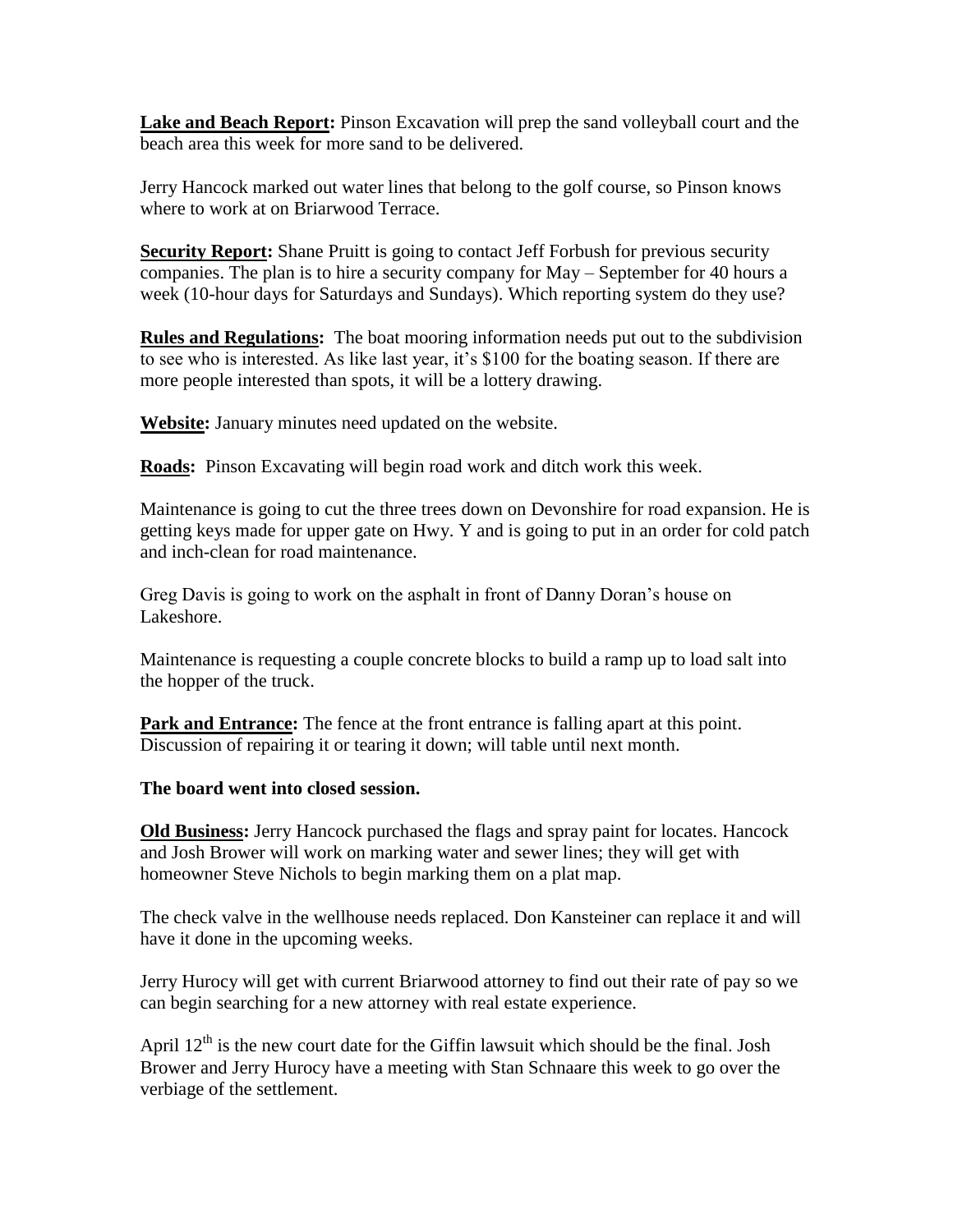**Lake and Beach Report:** Pinson Excavation will prep the sand volleyball court and the beach area this week for more sand to be delivered.

Jerry Hancock marked out water lines that belong to the golf course, so Pinson knows where to work at on Briarwood Terrace.

**Security Report:** Shane Pruitt is going to contact Jeff Forbush for previous security companies. The plan is to hire a security company for May – September for 40 hours a week (10-hour days for Saturdays and Sundays). Which reporting system do they use?

**Rules and Regulations:** The boat mooring information needs put out to the subdivision to see who is interested. As like last year, it's $100 for the boating season. If there are more people interested than spots, it will be a lottery drawing.

**Website:** January minutes need updated on the website.

**Roads:** Pinson Excavating will begin road work and ditch work this week.

Maintenance is going to cut the three trees down on Devonshire for road expansion. He is getting keys made for upper gate on Hwy. Y and is going to put in an order for cold patch and inch-clean for road maintenance.

Greg Davis is going to work on the asphalt in front of Danny Doran's house on Lakeshore.

Maintenance is requesting a couple concrete blocks to build a ramp up to load salt into the hopper of the truck.

**Park and Entrance:** The fence at the front entrance is falling apart at this point. Discussion of repairing it or tearing it down; will table until next month.

**The board went into closed session.**

**Old Business:** Jerry Hancock purchased the flags and spray paint for locates. Hancock and Josh Brower will work on marking water and sewer lines; they will get with homeowner Steve Nichols to begin marking them on a plat map.

The check valve in the wellhouse needs replaced. Don Kansteiner can replace it and will have it done in the upcoming weeks.

Jerry Hurocy will get with current Briarwood attorney to find out their rate of pay so we can begin searching for a new attorney with real estate experience.

April 12th is the new court date for the Giffin lawsuit which should be the final. Josh Brower and Jerry Hurocy have a meeting with Stan Schnaare this week to go over the verbiage of the settlement.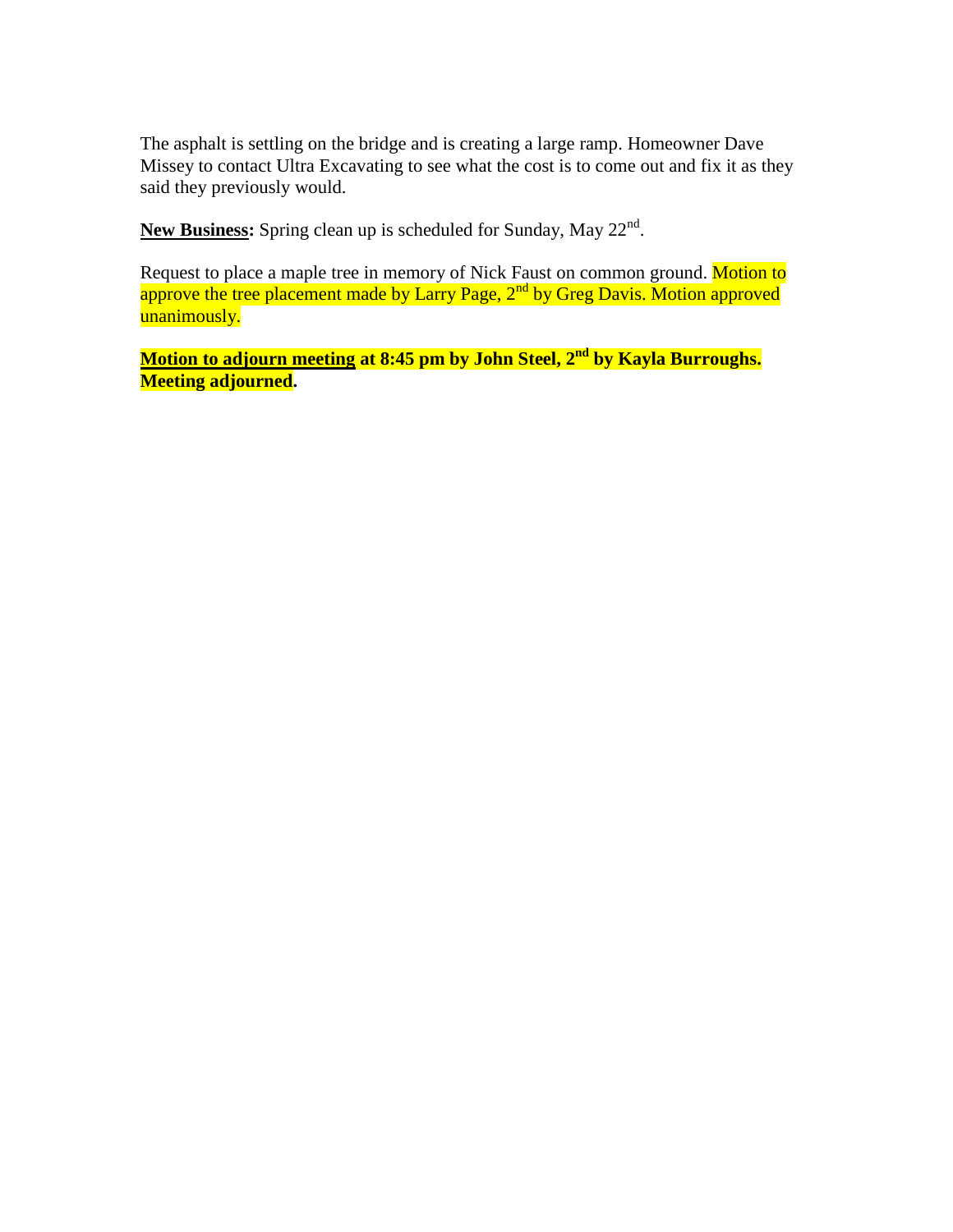The asphalt is settling on the bridge and is creating a large ramp. Homeowner Dave Missey to contact Ultra Excavating to see what the cost is to come out and fix it as they said they previously would.

**New Business:** Spring clean up is scheduled for Sunday, May 22nd.

Request to place a maple tree in memory of Nick Faust on common ground. Motion to approve the tree placement made by Larry Page, 2nd by Greg Davis. Motion approved unanimously.

**Motion to adjourn meeting at 8:45 pm by John Steel, 2nd by Kayla Burroughs. Meeting adjourned.**